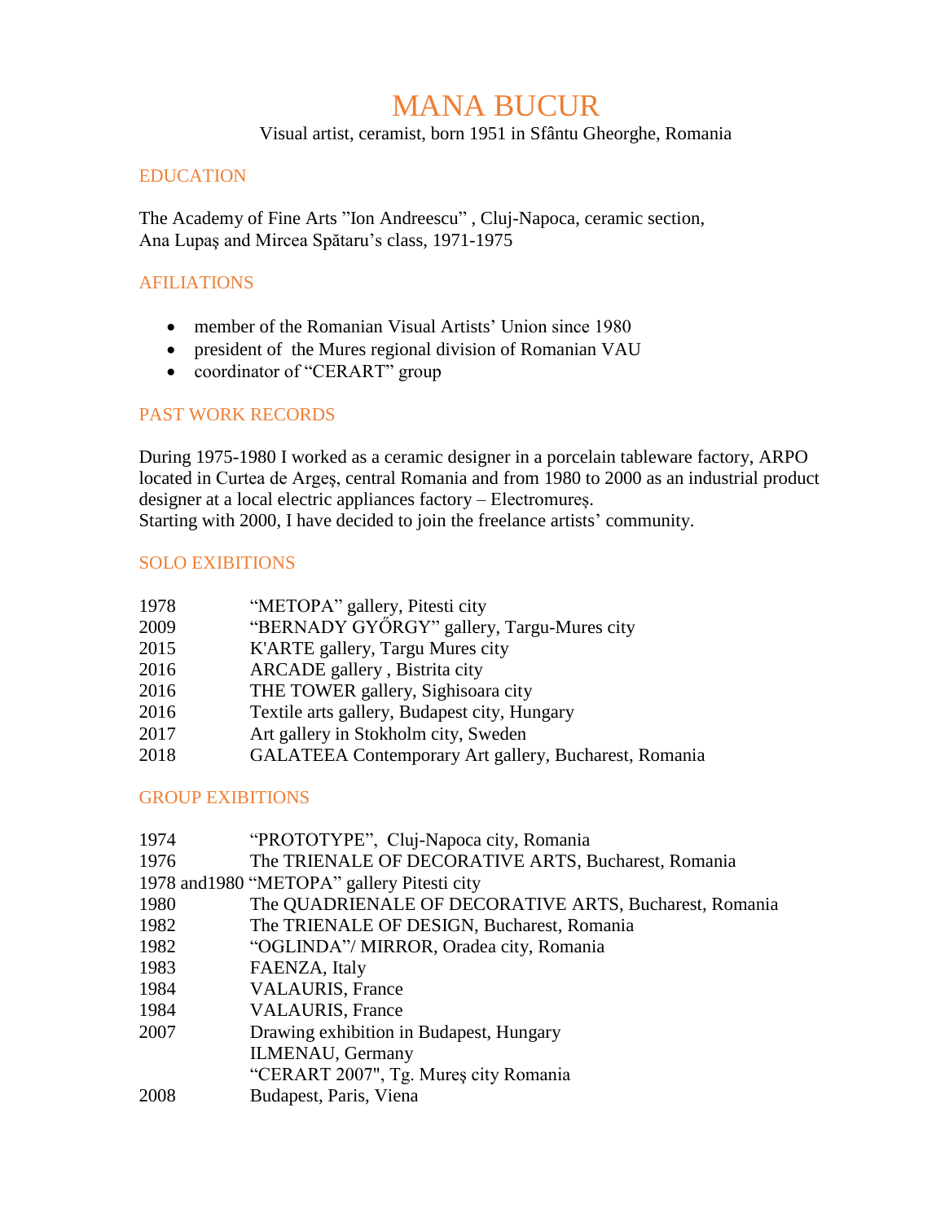# MANA BUCUR

Visual artist, ceramist, born 1951 in Sfântu Gheorghe, Romania

## EDUCATION

The Academy of Fine Arts "Ion Andreescu" , Cluj-Napoca, ceramic section,
Ana Lupaş and Mircea Spătaru's class, 1971-1975

## AFILIATIONS

- member of the Romanian Visual Artists' Union since 1980
- president of the Mures regional division of Romanian VAU
- coordinator of "CERART" group

## PAST WORK RECORDS

During 1975-1980 I worked as a ceramic designer in a porcelain tableware factory, ARPO located in Curtea de Argeş, central Romania and from 1980 to 2000 as an industrial product designer at a local electric appliances factory – Electromureș.
Starting with 2000, I have decided to join the freelance artists' community.

## SOLO EXIBITIONS

| | |
|---|---|
| 1978 | "METOPA" gallery, Pitesti city |
| 2009 | "BERNADY GYŐRGY" gallery, Targu-Mures city |
| 2015 | K'ARTE gallery, Targu Mures city |
| 2016 | ARCADE gallery , Bistrita city |
| 2016 | THE TOWER gallery, Sighisoara city |
| 2016 | Textile arts gallery, Budapest city, Hungary |
| 2017 | Art gallery in Stokholm city, Sweden |
| 2018 | GALATEEA Contemporary Art gallery, Bucharest, Romania |

## GROUP EXIBITIONS

| | |
|---|---|
| 1974 | "PROTOTYPE", Cluj-Napoca city, Romania |
| 1976 | The TRIENALE OF DECORATIVE ARTS, Bucharest, Romania |
| 1978 and1980 | "METOPA" gallery Pitesti city |
| 1980 | The QUADRIENALE OF DECORATIVE ARTS, Bucharest, Romania |
| 1982 | The TRIENALE OF DESIGN, Bucharest, Romania |
| 1982 | "OGLINDA"/ MIRROR, Oradea city, Romania |
| 1983 | FAENZA, Italy |
| 1984 | VALAURIS, France |
| 1984 | VALAURIS, France |
| 2007 | Drawing exhibition in Budapest, Hungary |
| | ILMENAU, Germany |
| | "CERART 2007", Tg. Mureş city Romania |
| 2008 | Budapest, Paris, Viena |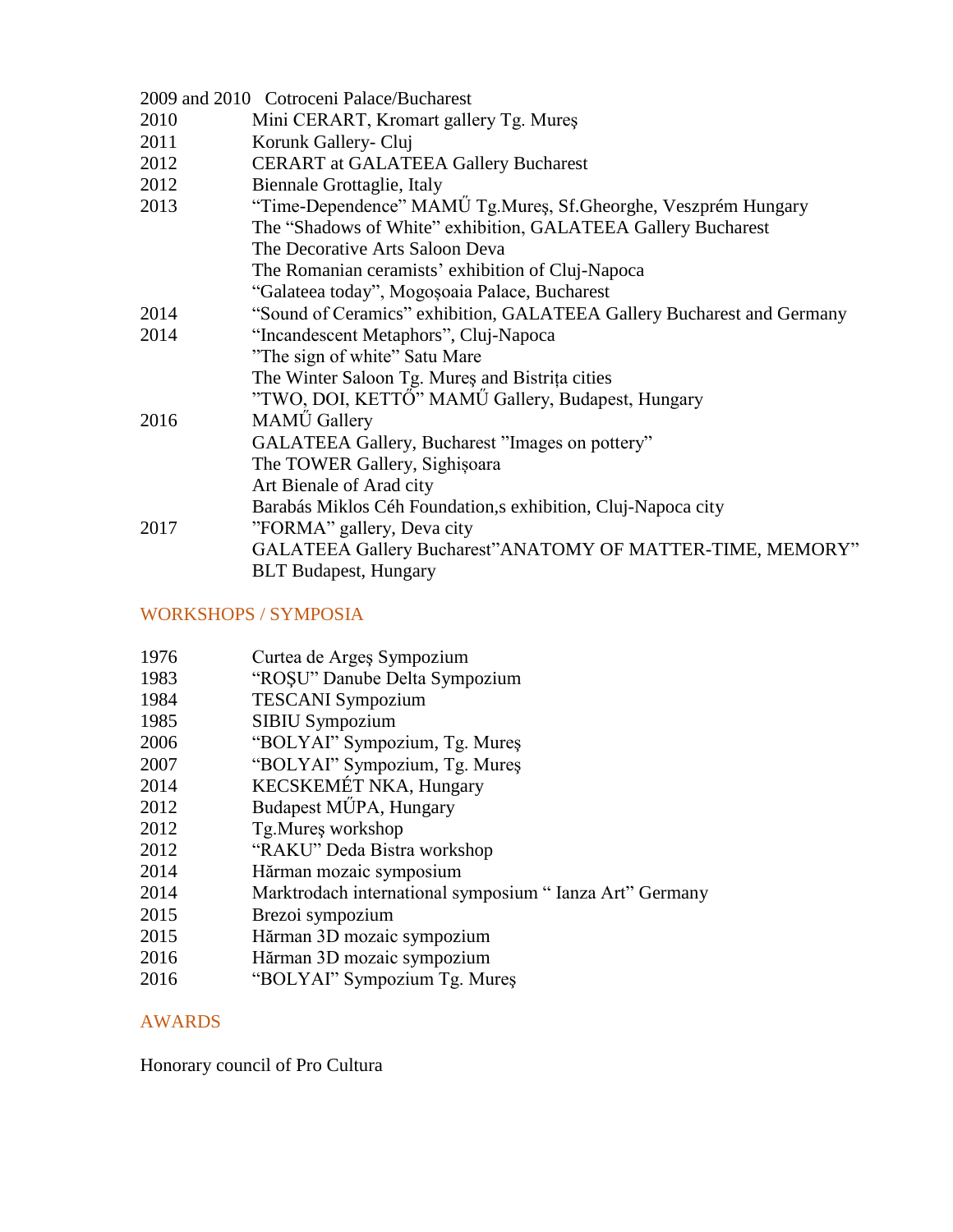| | |
|---|---|
| 2009 and 2010 | Cotroceni Palace/Bucharest |
| 2010 | Mini CERART, Kromart gallery Tg. Mureș |
| 2011 | Korunk Gallery- Cluj |
| 2012 | CERART at GALATEEA Gallery Bucharest |
| 2012 | Biennale Grottaglie, Italy |
| 2013 | "Time-Dependence" MAMŰ Tg.Mureș, Sf.Gheorghe, Veszprém Hungary |
| | The "Shadows of White" exhibition, GALATEEA Gallery Bucharest |
| | The Decorative Arts Saloon Deva |
| | The Romanian ceramists' exhibition of Cluj-Napoca |
| | "Galateea today", Mogoșoaia Palace, Bucharest |
| 2014 | "Sound of Ceramics" exhibition, GALATEEA Gallery Bucharest and Germany |
| 2014 | "Incandescent Metaphors", Cluj-Napoca |
| | "The sign of white" Satu Mare |
| | The Winter Saloon Tg. Mureș and Bistrița cities |
| | "TWO, DOI, KETTŐ" MAMŰ Gallery, Budapest, Hungary |
| 2016 | MAMŰ Gallery |
| | GALATEEA Gallery, Bucharest "Images on pottery" |
| | The TOWER Gallery, Sighișoara |
| | Art Bienale of Arad city |
| | Barabás Miklos Céh Foundation,s exhibition, Cluj-Napoca city |
| 2017 | "FORMA" gallery, Deva city |
| | GALATEEA Gallery Bucharest"ANATOMY OF MATTER-TIME, MEMORY" |
| | BLT Budapest, Hungary |

## WORKSHOPS / SYMPOSIA

| | |
|---|---|
| 1976 | Curtea de Argeş Sympozium |
| 1983 | "ROŞU" Danube Delta Sympozium |
| 1984 | TESCANI Sympozium |
| 1985 | SIBIU Sympozium |
| 2006 | "BOLYAI" Sympozium, Tg. Mureş |
| 2007 | "BOLYAI" Sympozium, Tg. Mureş |
| 2014 | KECSKEMÉT NKA, Hungary |
| 2012 | Budapest MŰPA, Hungary |
| 2012 | Tg.Mureş workshop |
| 2012 | "RAKU" Deda Bistra workshop |
| 2014 | Hărman mozaic symposium |
| 2014 | Marktrodach international symposium " Ianza Art" Germany |
| 2015 | Brezoi sympozium |
| 2015 | Hărman 3D mozaic sympozium |
| 2016 | Hărman 3D mozaic sympozium |
| 2016 | "BOLYAI" Sympozium Tg. Mureş |

## AWARDS

Honorary council of Pro Cultura